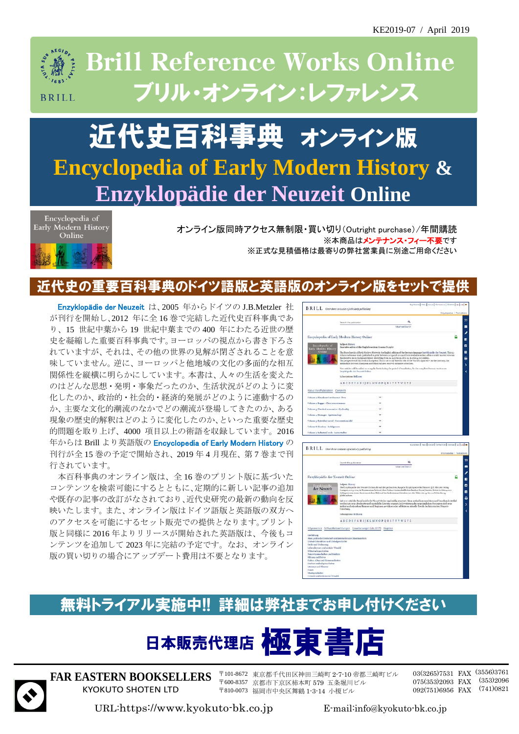KE2019-07 / April 2019

# Brill Reference Works Online
## ブリル・オンライン:レファレンス

# 近代史百科事典 オンライン版
## Encyclopedia of Early Modern History & Enzyklopädie der Neuzeit Online

Encyclopedia of Early Modern History Online

オンライン版同時アクセス無制限・買い切り(Outright purchase)/年間購読
※本商品はメンテナンス・フィー不要です
※正式な見積価格は最寄りの弊社営業員に別途ご用命ください

## 近代史の重要百科事典のドイツ語版と英語版のオンライン版をセットで提供

**Enzyklopädie der Neuzeit** は、2005 年からドイツの J.B.Metzler 社が刊行を開始し、2012 年に全 16 巻で完結した近代史百科事典であり、15 世紀中葉から 19 世紀中葉までの 400 年にわたる近世の歴史を凝縮した重要百科事典です。ヨーロッパの視点から書き下ろされていますが、それは、その他の世界の見解が閉ざされることを意味していません。逆に、ヨーロッパと他地域の文化の多面的な相互関係性を縦横に明らかにしています。本書は、人々の生活を変えたのはどんな思想・発明・事象だったのか、生活状況がどのように変化したのか、政治的・社会的・経済的発展がどのように連動するのか、主要な文化的潮流のなかでどの潮流が登場してきたのか、ある現象の歴史的解釈はどのように変化したのか、といった重要な歴史的問題を取り上げ、4000 項目以上の術語を収録しています。2016 年からは Brill より英語版の **Encyclopedia of Early Modern History** の刊行が全 15 巻の予定で開始され、2019 年 4 月現在、第 7 巻まで刊行されています。

本百科事典のオンライン版は、全 16 巻のプリント版に基づいたコンテンツを検索可能にするとともに、定期的に新しい記事の追加や既存の記事の改訂がなされており、近代史研究の最新の動向を反映いたします。また、オンライン版はドイツ語版と英語版の双方へのアクセスを可能にするセット販売での提供となります。プリント版と同様に 2016 年よりリリースが開始された英語版は、今後もコンテンツを追加して 2023 年に完結の予定です。なお、オンライン版の買い切りの場合にアップデート費用は不要となります。

## 無料トライアル実施中!! 詳細は弊社までお申し付けください

# 日本販売代理店 極東書店

**FAR EASTERN BOOKSELLERS**
KYOKUTO SHOTEN LTD

〒101-8672 東京都千代田区神田三崎町 2-7-10 帝都三崎町ビル 03(3265)7531 FAX (3556)3761
〒600-8357 京都市下京区柿本町 579 五条堀川ビル 075(353)2093 FAX (353)2096
〒810-0073 福岡市中央区舞鶴 1-3-14 小榎ビル 092(751)6956 FAX (741)0821

URL:https://www.kyokuto-bk.co.jp E-mail:info@kyokuto-bk.co.jp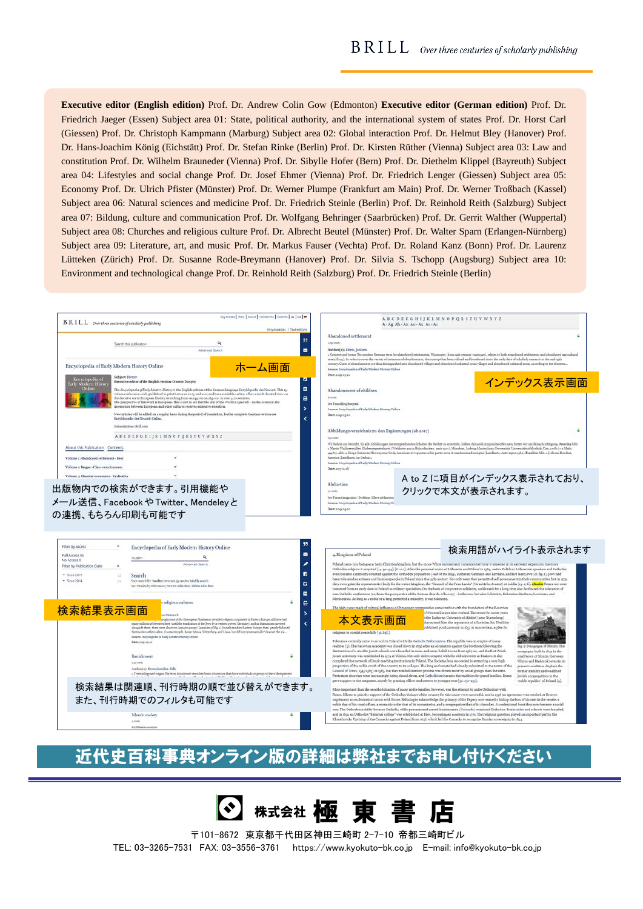**Executive editor (English edition)** Prof. Dr. Andrew Colin Gow (Edmonton) **Executive editor (German edition)** Prof. Dr. Friedrich Jaeger (Essen) Subject area 01: State, political authority, and the international system of states Prof. Dr. Horst Carl (Giessen) Prof. Dr. Christoph Kampmann (Marburg) Subject area 02: Global interaction Prof. Dr. Helmut Bley (Hanover) Prof. Dr. Hans-Joachim König (Eichstätt) Prof. Dr. Stefan Rinke (Berlin) Prof. Dr. Kirsten Rüther (Vienna) Subject area 03: Law and constitution Prof. Dr. Wilhelm Brauneder (Vienna) Prof. Dr. Sibylle Hofer (Bern) Prof. Dr. Diethelm Klippel (Bayreuth) Subject area 04: Lifestyles and social change Prof. Dr. Josef Ehmer (Vienna) Prof. Dr. Friedrich Lenger (Giessen) Subject area 05: Economy Prof. Dr. Ulrich Pfister (Münster) Prof. Dr. Werner Plumpe (Frankfurt am Main) Prof. Dr. Werner Troßbach (Kassel) Subject area 06: Natural sciences and medicine Prof. Dr. Friedrich Steinle (Berlin) Prof. Dr. Reinhold Reith (Salzburg) Subject area 07: Bildung, culture and communication Prof. Dr. Wolfgang Behringer (Saarbrücken) Prof. Dr. Gerrit Walther (Wuppertal) Subject area 08: Churches and religious culture Prof. Dr. Albrecht Beutel (Münster) Prof. Dr. Walter Sparn (Erlangen-Nürnberg) Subject area 09: Literature, art, and music Prof. Dr. Markus Fauser (Vechta) Prof. Dr. Roland Kanz (Bonn) Prof. Dr. Laurenz Lütteken (Zürich) Prof. Dr. Susanne Rode-Breymann (Hanover) Prof. Dr. Silvia S. Tschopp (Augsburg) Subject area 10: Environment and technological change Prof. Dr. Reinhold Reith (Salzburg) Prof. Dr. Friedrich Steinle (Berlin)

ホーム画面

出版物内での検索ができます。引用機能やメール送信、Facebook や Twitter、Mendeley との連携、もちろん印刷も可能です

インデックス表示画面

A to Z に項目がインデックス表示されており、クリックで本文が表示されます。

検索結果表示画面

検索結果は関連順、刊行時期の順で並び替えができます。また、刊行時期でのフィルタも可能です

検索用語がハイライト表示されます

本文表示画面

## 近代史百科事典オンライン版の詳細は弊社までお申し付けください

**株式会社 極 東 書 店**

〒101-8672 東京都千代田区神田三崎町 2-7-10 帝都三崎町ビル

TEL: 03-3265-7531 FAX: 03-3556-3761 https://www.kyokuto-bk.co.jp E-mail: info@kyokuto-bk.co.jp